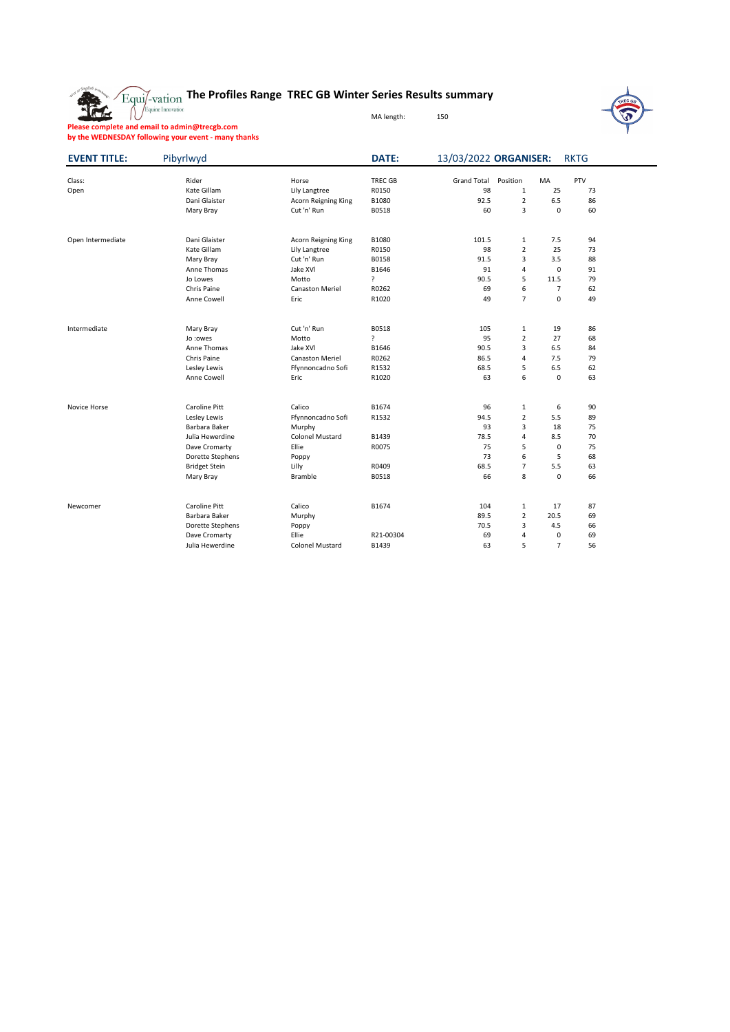# The Profiles Range TREC GB Winter Series Results summary

MA length: 150

**Please complete and email to admin@trecgb.com**
**by the WEDNESDAY following your event - many thanks**

**EVENT TITLE:** Pibyrlwyd **DATE:** 13/03/2022 **ORGANISER:** RKTG

| Class: | Rider | Horse | TREC GB | Grand Total | Position | MA | PTV |
|---|---|---|---|---|---|---|---|
| Open | Kate Gillam | Lily Langtree | R0150 | 98 | 1 | 25 | 73 |
| | Dani Glaister | Acorn Reigning King | B1080 | 92.5 | 2 | 6.5 | 86 |
| | Mary Bray | Cut 'n' Run | B0518 | 60 | 3 | 0 | 60 |
| | | | | | | | |
| Open Intermediate | Dani Glaister | Acorn Reigning King | B1080 | 101.5 | 1 | 7.5 | 94 |
| | Kate Gillam | Lily Langtree | R0150 | 98 | 2 | 25 | 73 |
| | Mary Bray | Cut 'n' Run | B0158 | 91.5 | 3 | 3.5 | 88 |
| | Anne Thomas | Jake XVI | B1646 | 91 | 4 | 0 | 91 |
| | Jo Lowes | Motto | ? | 90.5 | 5 | 11.5 | 79 |
| | Chris Paine | Canaston Meriel | R0262 | 69 | 6 | 7 | 62 |
| | Anne Cowell | Eric | R1020 | 49 | 7 | 0 | 49 |
| | | | | | | | |
| Intermediate | Mary Bray | Cut 'n' Run | B0518 | 105 | 1 | 19 | 86 |
| | Jo :owes | Motto | ? | 95 | 2 | 27 | 68 |
| | Anne Thomas | Jake XVI | B1646 | 90.5 | 3 | 6.5 | 84 |
| | Chris Paine | Canaston Meriel | R0262 | 86.5 | 4 | 7.5 | 79 |
| | Lesley Lewis | Ffynnoncadno Sofi | R1532 | 68.5 | 5 | 6.5 | 62 |
| | Anne Cowell | Eric | R1020 | 63 | 6 | 0 | 63 |
| | | | | | | | |
| Novice Horse | Caroline Pitt | Calico | B1674 | 96 | 1 | 6 | 90 |
| | Lesley Lewis | Ffynnoncadno Sofi | R1532 | 94.5 | 2 | 5.5 | 89 |
| | Barbara Baker | Murphy | | 93 | 3 | 18 | 75 |
| | Julia Hewerdine | Colonel Mustard | B1439 | 78.5 | 4 | 8.5 | 70 |
| | Dave Cromarty | Ellie | R0075 | 75 | 5 | 0 | 75 |
| | Dorette Stephens | Poppy | | 73 | 6 | 5 | 68 |
| | Bridget Stein | Lilly | R0409 | 68.5 | 7 | 5.5 | 63 |
| | Mary Bray | Bramble | B0518 | 66 | 8 | 0 | 66 |
| | | | | | | | |
| Newcomer | Caroline Pitt | Calico | B1674 | 104 | 1 | 17 | 87 |
| | Barbara Baker | Murphy | | 89.5 | 2 | 20.5 | 69 |
| | Dorette Stephens | Poppy | | 70.5 | 3 | 4.5 | 66 |
| | Dave Cromarty | Ellie | R21-00304 | 69 | 4 | 0 | 69 |
| | Julia Hewerdine | Colonel Mustard | B1439 | 63 | 5 | 7 | 56 |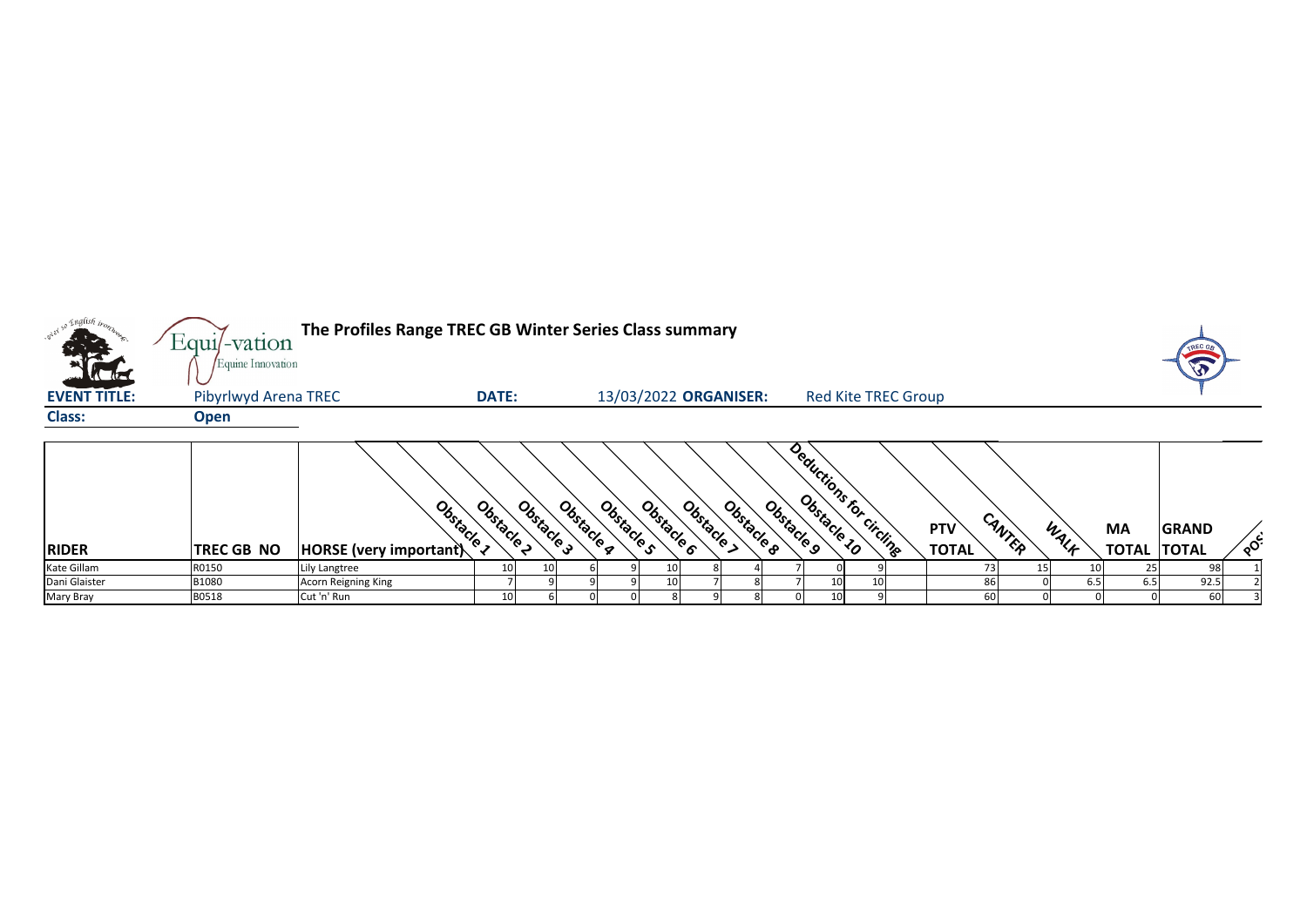# The Profiles Range TREC GB Winter Series Class summary

Equi-vation Equine Innovation

**EVENT TITLE:** Pibyrlwyd Arena TREC **DATE:** 13/03/2022 **ORGANISER:** Red Kite TREC Group

**Class:** Open

| RIDER | TREC GB NO | HORSE (very important) | Obstacle 1 | Obstacle 2 | Obstacle 3 | Obstacle 4 | Obstacle 5 | Obstacle 6 | Obstacle 7 | Obstacle 8 | Obstacle 9 | Obstacle 10 | Deductions for circling | PTV TOTAL | CANTER | WALK | MA TOTAL | GRAND TOTAL | POS |
|---|---|---|---|---|---|---|---|---|---|---|---|---|---|---|---|---|---|---|---|
| Kate Gillam | R0150 | Lily Langtree | 10 | 10 | 6 | 9 | 10 | 8 | 4 | 7 | 0 | 9 | | 73 | 15 | 10 | 25 | 98 | 1 |
| Dani Glaister | B1080 | Acorn Reigning King | 7 | 9 | 9 | 9 | 10 | 7 | 8 | 7 | 10 | 10 | | 86 | 0 | 6.5 | 6.5 | 92.5 | 2 |
| Mary Bray | B0518 | Cut 'n' Run | 10 | 6 | 0 | 0 | 8 | 9 | 8 | 0 | 10 | 9 | | 60 | 0 | 0 | 0 | 60 | 3 |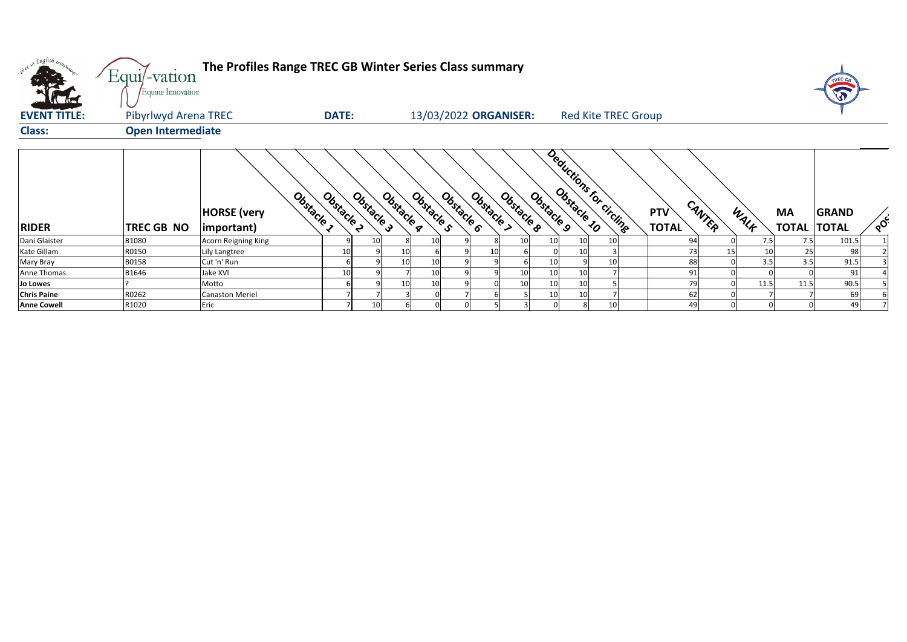# The Profiles Range TREC GB Winter Series Class summary

**EVENT TITLE:** Pibyrlwyd Arena TREC **DATE:** 13/03/2022 **ORGANISER:** Red Kite TREC Group

**Class:** Open Intermediate

| RIDER | TREC GB NO | HORSE (very important) | Obstacle 1 | Obstacle 2 | Obstacle 3 | Obstacle 4 | Obstacle 5 | Obstacle 6 | Obstacle 7 | Obstacle 8 | Obstacle 9 | Obstacle 10 | Deductions for circling | PTV TOTAL | CANTER | WALK | MA TOTAL | GRAND TOTAL | POS |
|---|---|---|---|---|---|---|---|---|---|---|---|---|---|---|---|---|---|---|---|
| Dani Glaister | B1080 | Acorn Reigning King | 9 | 10 | 8 | 10 | 9 | 8 | 10 | 10 | 10 | 10 | | 94 | 0 | 7.5 | 7.5 | 101.5 | 1 |
| Kate Gillam | R0150 | Lily Langtree | 10 | 9 | 10 | 6 | 9 | 10 | 6 | 0 | 10 | 3 | | 73 | 15 | 10 | 25 | 98 | 2 |
| Mary Bray | B0158 | Cut 'n' Run | 6 | 9 | 10 | 10 | 9 | 9 | 6 | 10 | 9 | 10 | | 88 | 0 | 3.5 | 3.5 | 91.5 | 3 |
| Anne Thomas | B1646 | Jake XVI | 10 | 9 | 7 | 10 | 9 | 9 | 10 | 10 | 10 | 7 | | 91 | 0 | 0 | 0 | 91 | 4 |
| **Jo Lowes** | ? | Motto | 6 | 9 | 10 | 10 | 9 | 0 | 10 | 10 | 10 | 5 | | 79 | 0 | 11.5 | 11.5 | 90.5 | 5 |
| **Chris Paine** | R0262 | Canaston Meriel | 7 | 7 | 3 | 0 | 7 | 6 | 5 | 10 | 10 | 7 | | 62 | 0 | 7 | 7 | 69 | 6 |
| **Anne Cowell** | R1020 | Eric | 7 | 10 | 6 | 0 | 0 | 5 | 3 | 0 | 8 | 10 | | 49 | 0 | 0 | 0 | 49 | 7 |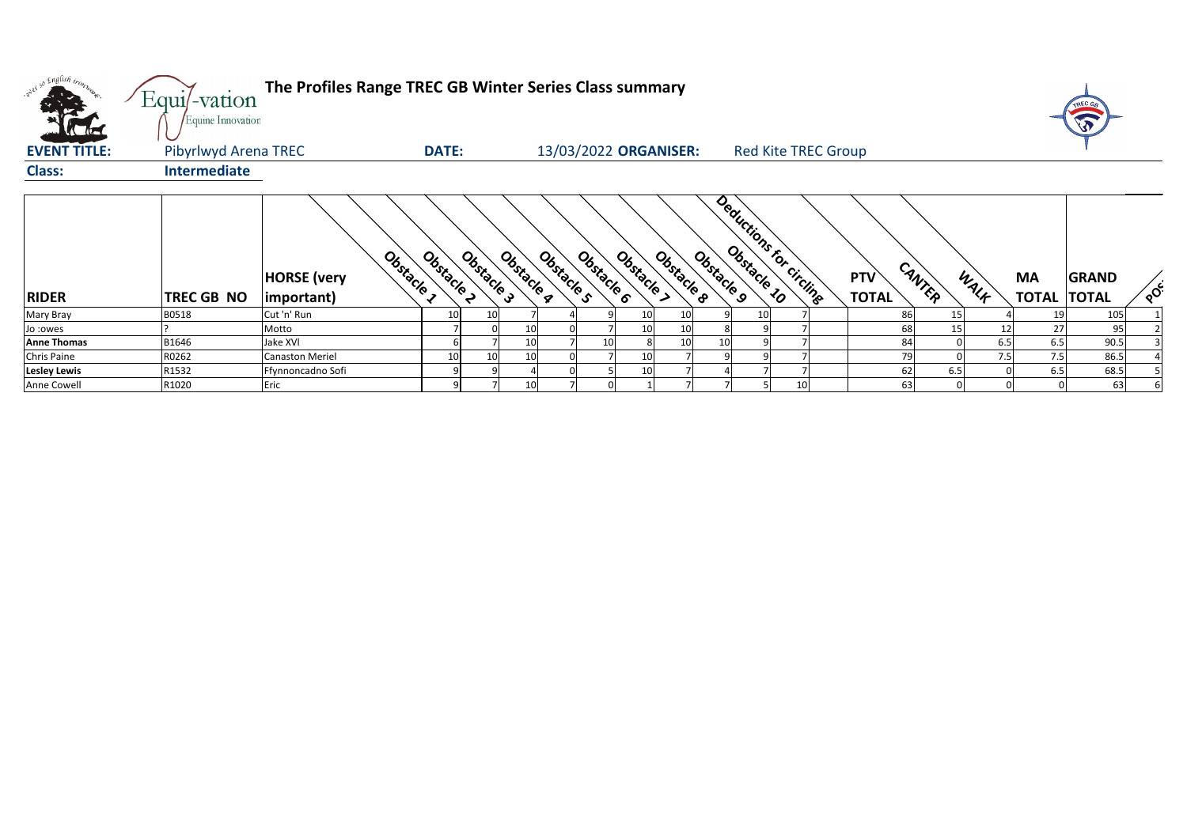# The Profiles Range TREC GB Winter Series Class summary

**EVENT TITLE:** Pibyrlwyd Arena TREC **DATE:** 13/03/2022 **ORGANISER:** Red Kite TREC Group

**Class:** Intermediate

| RIDER | TREC GB NO | HORSE (very important) | Obstacle 1 | Obstacle 2 | Obstacle 3 | Obstacle 4 | Obstacle 5 | Obstacle 6 | Obstacle 7 | Obstacle 8 | Obstacle 9 | Obstacle 10 | Deductions for circling | PTV TOTAL | CANTER | WALK | MA TOTAL | GRAND TOTAL | POS |
|---|---|---|---|---|---|---|---|---|---|---|---|---|---|---|---|---|---|---|---|
| Mary Bray | B0518 | Cut 'n' Run | 10 | 10 | 7 | 4 | 9 | 10 | 10 | 9 | 10 | 7 | | 86 | 15 | 4 | 19 | 105 | 1 |
| Jo :owes | ? | Motto | 7 | 0 | 10 | 0 | 7 | 10 | 10 | 8 | 9 | 7 | | 68 | 15 | 12 | 27 | 95 | 2 |
| **Anne Thomas** | B1646 | Jake XVI | 6 | 7 | 10 | 7 | 10 | 8 | 10 | 10 | 9 | 7 | | 84 | 0 | 6.5 | 6.5 | 90.5 | 3 |
| Chris Paine | R0262 | Canaston Meriel | 10 | 10 | 10 | 0 | 7 | 10 | 7 | 9 | 9 | 7 | | 79 | 0 | 7.5 | 7.5 | 86.5 | 4 |
| **Lesley Lewis** | R1532 | Ffynnoncadno Sofi | 9 | 9 | 4 | 0 | 5 | 10 | 7 | 4 | 7 | 7 | | 62 | 6.5 | 0 | 6.5 | 68.5 | 5 |
| Anne Cowell | R1020 | Eric | 9 | 7 | 10 | 7 | 0 | 1 | 7 | 7 | 5 | 10 | | 63 | 0 | 0 | 0 | 63 | 6 |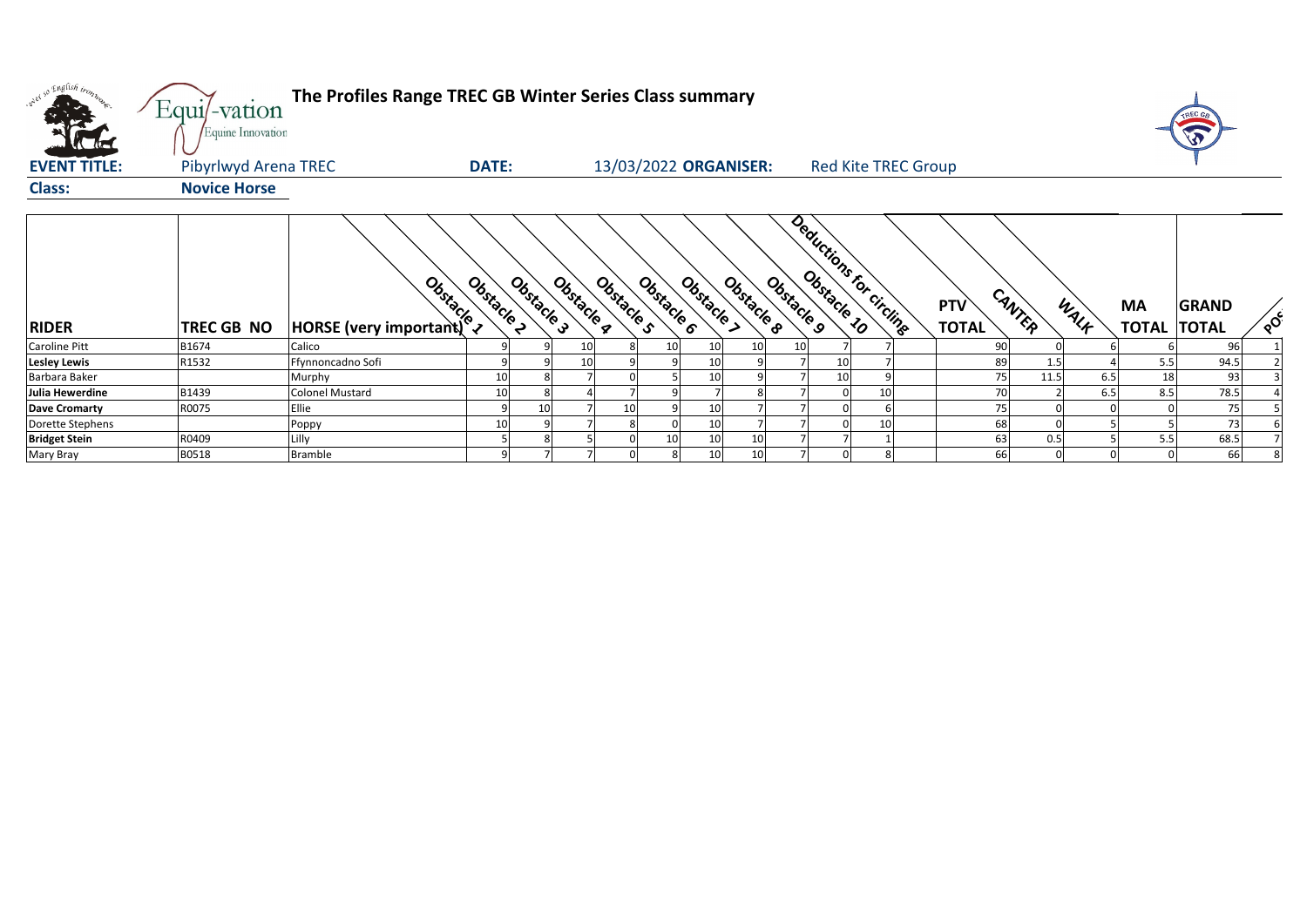# The Profiles Range TREC GB Winter Series Class summary

**EVENT TITLE:** Pibyrlwyd Arena TREC **DATE:** 13/03/2022 **ORGANISER:** Red Kite TREC Group

**Class:** Novice Horse

| RIDER | TREC GB NO | HORSE (very important) | Obstacle 1 | Obstacle 2 | Obstacle 3 | Obstacle 4 | Obstacle 5 | Obstacle 6 | Obstacle 7 | Obstacle 8 | Obstacle 9 | Obstacle 10 | Deductions for circling | PTV TOTAL | CANTER | WALK | MA TOTAL | GRAND TOTAL | POS |
|---|---|---|---|---|---|---|---|---|---|---|---|---|---|---|---|---|---|---|---|
| Caroline Pitt | B1674 | Calico | 9 | 9 | 10 | 8 | 10 | 10 | 10 | 10 | 7 | 7 | | 90 | 0 | 6 | 6 | 96 | 1 |
| Lesley Lewis | R1532 | Ffynnoncadno Sofi | 9 | 9 | 10 | 9 | 9 | 10 | 9 | 7 | 10 | 7 | | 89 | 1.5 | 4 | 5.5 | 94.5 | 2 |
| Barbara Baker | | Murphy | 10 | 8 | 7 | 0 | 5 | 10 | 9 | 7 | 10 | 9 | | 75 | 11.5 | 6.5 | 18 | 93 | 3 |
| Julia Hewerdine | B1439 | Colonel Mustard | 10 | 8 | 4 | 7 | 9 | 7 | 8 | 7 | 0 | 10 | | 70 | 2 | 6.5 | 8.5 | 78.5 | 4 |
| Dave Cromarty | R0075 | Ellie | 9 | 10 | 7 | 10 | 9 | 10 | 7 | 7 | 0 | 6 | | 75 | 0 | 0 | 0 | 75 | 5 |
| Dorette Stephens | | Poppy | 10 | 9 | 7 | 8 | 0 | 10 | 7 | 7 | 0 | 10 | | 68 | 0 | 5 | 5 | 73 | 6 |
| Bridget Stein | R0409 | Lilly | 5 | 8 | 5 | 0 | 10 | 10 | 10 | 7 | 7 | 1 | | 63 | 0.5 | 5 | 5.5 | 68.5 | 7 |
| Mary Bray | B0518 | Bramble | 9 | 7 | 7 | 0 | 8 | 10 | 10 | 7 | 0 | 8 | | 66 | 0 | 0 | 0 | 66 | 8 |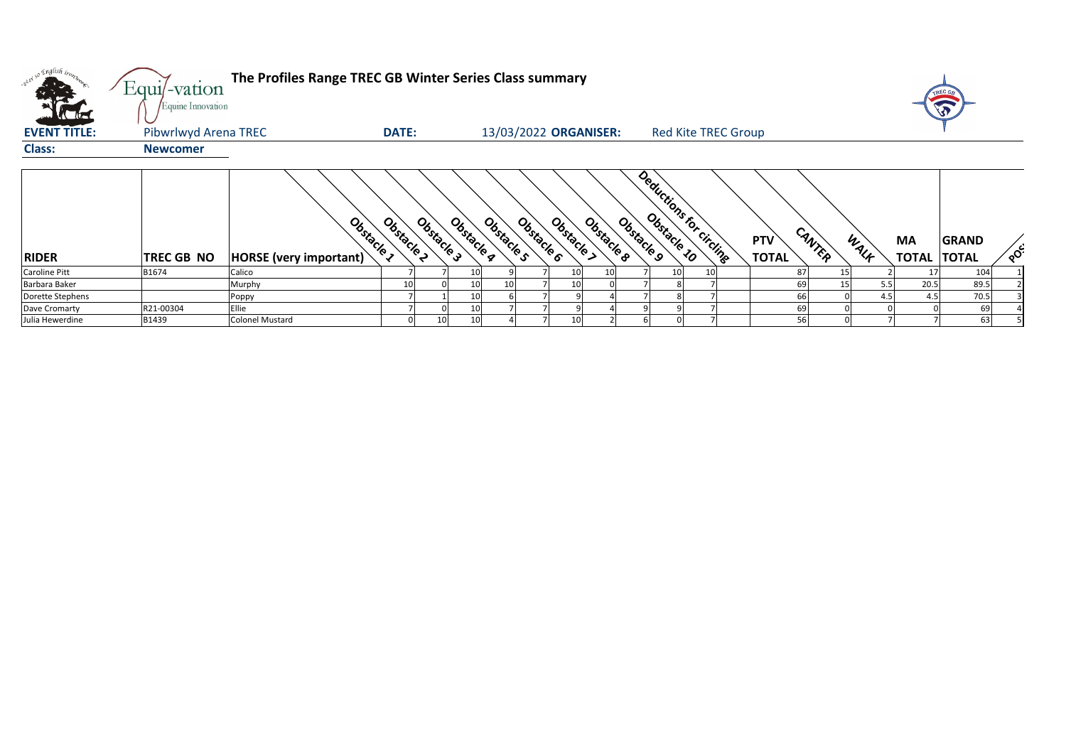# The Profiles Range TREC GB Winter Series Class summary

**EVENT TITLE:** Pibwrlwyd Arena TREC  **DATE:** 13/03/2022  **ORGANISER:** Red Kite TREC Group

**Class:** **Newcomer**

| RIDER | TREC GB NO | HORSE (very important) | Obstacle 1 | Obstacle 2 | Obstacle 3 | Obstacle 4 | Obstacle 5 | Obstacle 6 | Obstacle 7 | Obstacle 8 | Obstacle 9 | Obstacle 10 | Deductions for circling | PTV TOTAL | CANTER | WALK | MA TOTAL | GRAND TOTAL | POS |
|---|---|---|---|---|---|---|---|---|---|---|---|---|---|---|---|---|---|---|---|
| Caroline Pitt | B1674 | Calico | 7 | 7 | 10 | 9 | 7 | 10 | 10 | 7 | 10 | 10 | | 87 | 15 | 2 | 17 | 104 | 1 |
| Barbara Baker | | Murphy | 10 | 0 | 10 | 10 | 7 | 10 | 0 | 7 | 8 | 7 | | 69 | 15 | 5.5 | 20.5 | 89.5 | 2 |
| Dorette Stephens | | Poppy | 7 | 1 | 10 | 6 | 7 | 9 | 4 | 7 | 8 | 7 | | 66 | 0 | 4.5 | 4.5 | 70.5 | 3 |
| Dave Cromarty | R21-00304 | Ellie | 7 | 0 | 10 | 7 | 7 | 9 | 4 | 9 | 9 | 7 | | 69 | 0 | 0 | 0 | 69 | 4 |
| Julia Hewerdine | B1439 | Colonel Mustard | 0 | 10 | 10 | 4 | 7 | 10 | 2 | 6 | 0 | 7 | | 56 | 0 | 7 | 7 | 63 | 5 |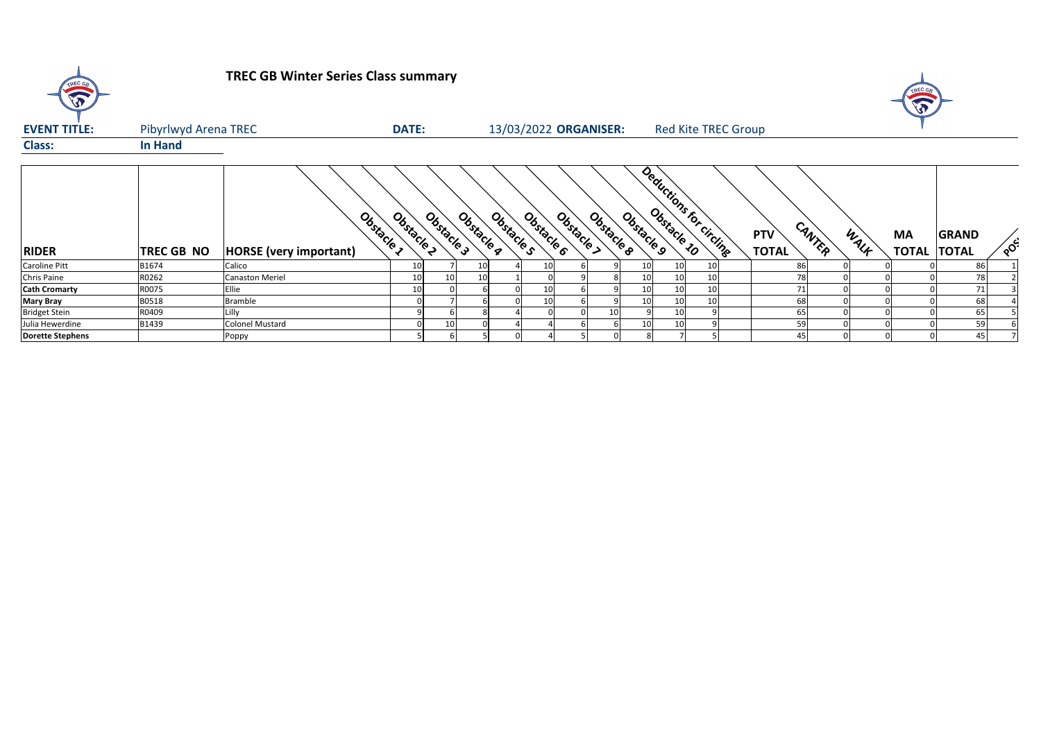# TREC GB Winter Series Class summary

**EVENT TITLE:** Pibyrlwyd Arena TREC **DATE:** 13/03/2022 **ORGANISER:** Red Kite TREC Group

**Class:** In Hand

| RIDER | TREC GB NO | HORSE (very important) | Obstacle 1 | Obstacle 2 | Obstacle 3 | Obstacle 4 | Obstacle 5 | Obstacle 6 | Obstacle 7 | Obstacle 8 | Obstacle 9 | Obstacle 10 | Deductions for circling | PTV TOTAL | CANTER | WALK | MA TOTAL | GRAND TOTAL | POS |
|---|---|---|---|---|---|---|---|---|---|---|---|---|---|---|---|---|---|---|---|
| Caroline Pitt | B1674 | Calico | 10 | 7 | 10 | 4 | 10 | 6 | 9 | 10 | 10 | 10 | | 86 | 0 | 0 | 0 | 86 | 1 |
| Chris Paine | R0262 | Canaston Meriel | 10 | 10 | 10 | 1 | 0 | 9 | 8 | 10 | 10 | 10 | | 78 | 0 | 0 | 0 | 78 | 2 |
| **Cath Cromarty** | R0075 | Ellie | 10 | 0 | 6 | 0 | 10 | 6 | 9 | 10 | 10 | 10 | | 71 | 0 | 0 | 0 | 71 | 3 |
| **Mary Bray** | B0518 | Bramble | 0 | 7 | 6 | 0 | 10 | 6 | 9 | 10 | 10 | 10 | | 68 | 0 | 0 | 0 | 68 | 4 |
| Bridget Stein | R0409 | Lilly | 9 | 6 | 8 | 4 | 0 | 0 | 10 | 9 | 10 | 9 | | 65 | 0 | 0 | 0 | 65 | 5 |
| Julia Hewerdine | B1439 | Colonel Mustard | 0 | 10 | 0 | 4 | 4 | 6 | 6 | 10 | 10 | 9 | | 59 | 0 | 0 | 0 | 59 | 6 |
| **Dorette Stephens** | | Poppy | 5 | 6 | 5 | 0 | 4 | 5 | 0 | 8 | 7 | 5 | | 45 | 0 | 0 | 0 | 45 | 7 |